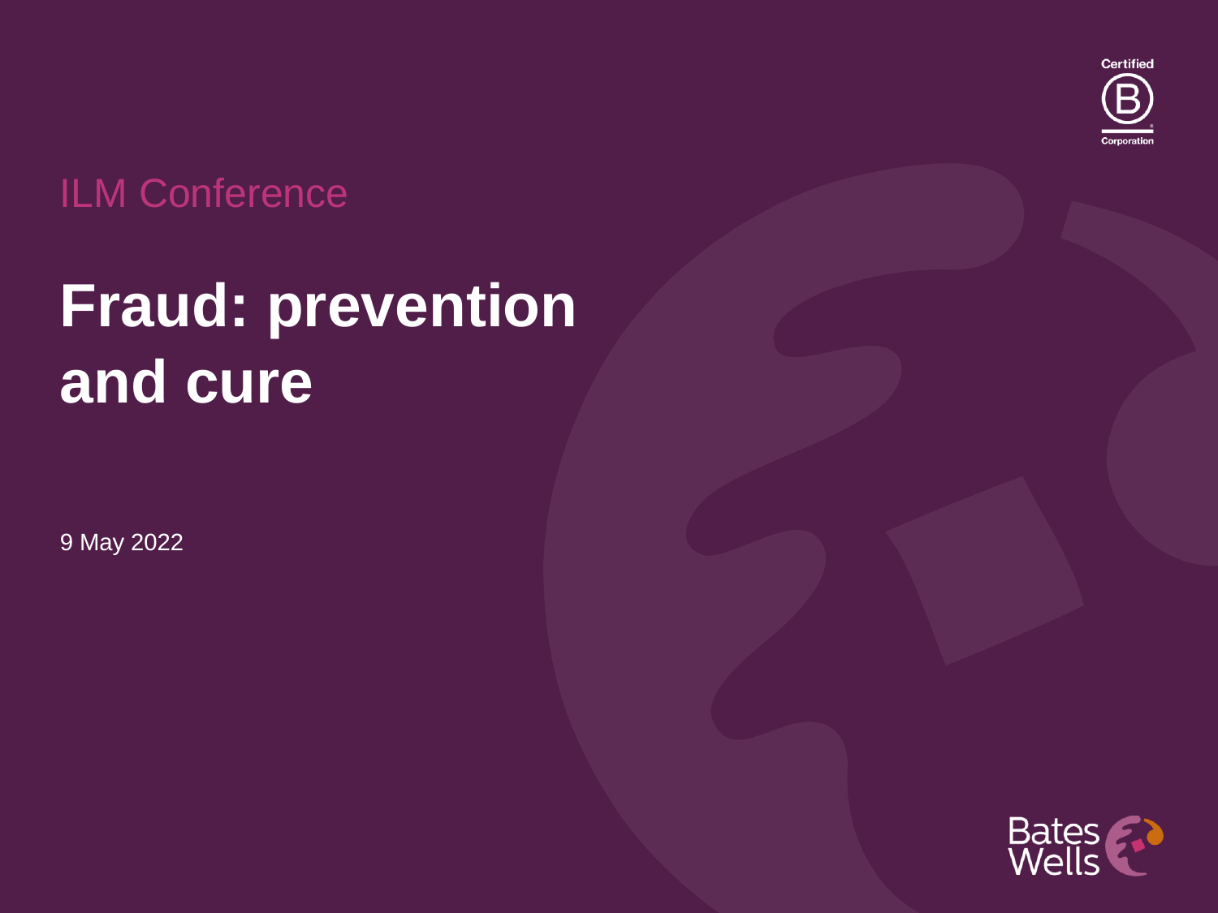ILM Conference

# Fraud: prevention and cure

9 May 2022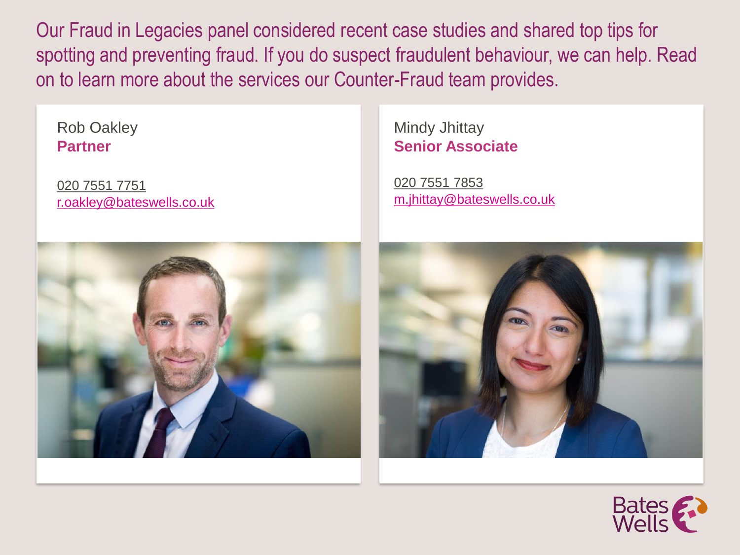Our Fraud in Legacies panel considered recent case studies and shared top tips for spotting and preventing fraud. If you do suspect fraudulent behaviour, we can help. Read on to learn more about the services our Counter-Fraud team provides.

Rob Oakley
**Partner**

020 7551 7751
r.oakley@bateswells.co.uk

Mindy Jhittay
**Senior Associate**

020 7551 7853
m.jhittay@bateswells.co.uk

Bates Wells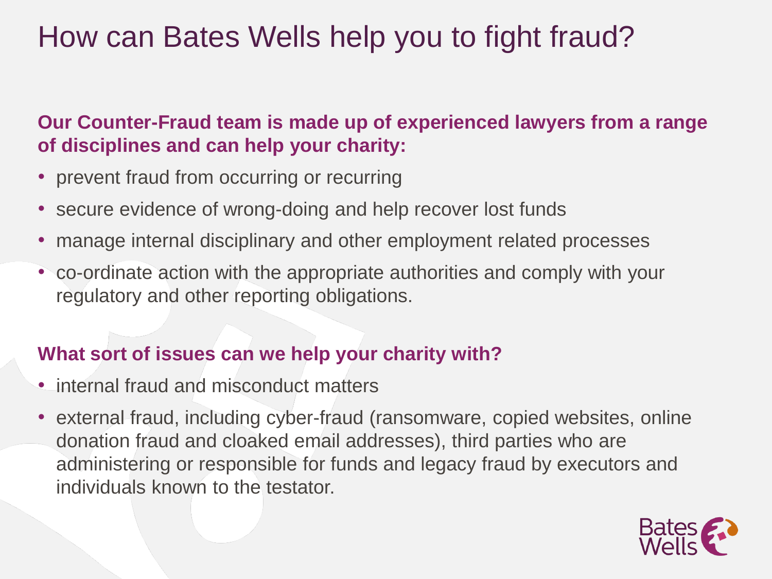# How can Bates Wells help you to fight fraud?

**Our Counter-Fraud team is made up of experienced lawyers from a range of disciplines and can help your charity:**

- prevent fraud from occurring or recurring
- secure evidence of wrong-doing and help recover lost funds
- manage internal disciplinary and other employment related processes
- co-ordinate action with the appropriate authorities and comply with your regulatory and other reporting obligations.

**What sort of issues can we help your charity with?**

- internal fraud and misconduct matters
- external fraud, including cyber-fraud (ransomware, copied websites, online donation fraud and cloaked email addresses), third parties who are administering or responsible for funds and legacy fraud by executors and individuals known to the testator.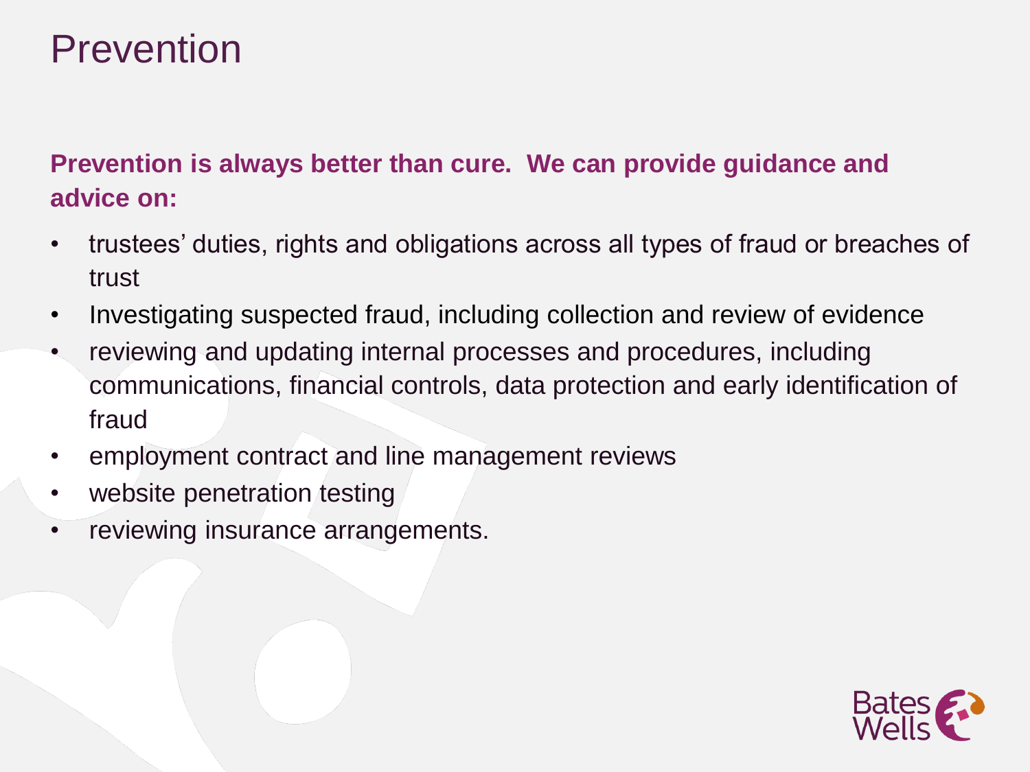# Prevention

**Prevention is always better than cure. We can provide guidance and advice on:**

- trustees' duties, rights and obligations across all types of fraud or breaches of trust
- Investigating suspected fraud, including collection and review of evidence
- reviewing and updating internal processes and procedures, including communications, financial controls, data protection and early identification of fraud
- employment contract and line management reviews
- website penetration testing
- reviewing insurance arrangements.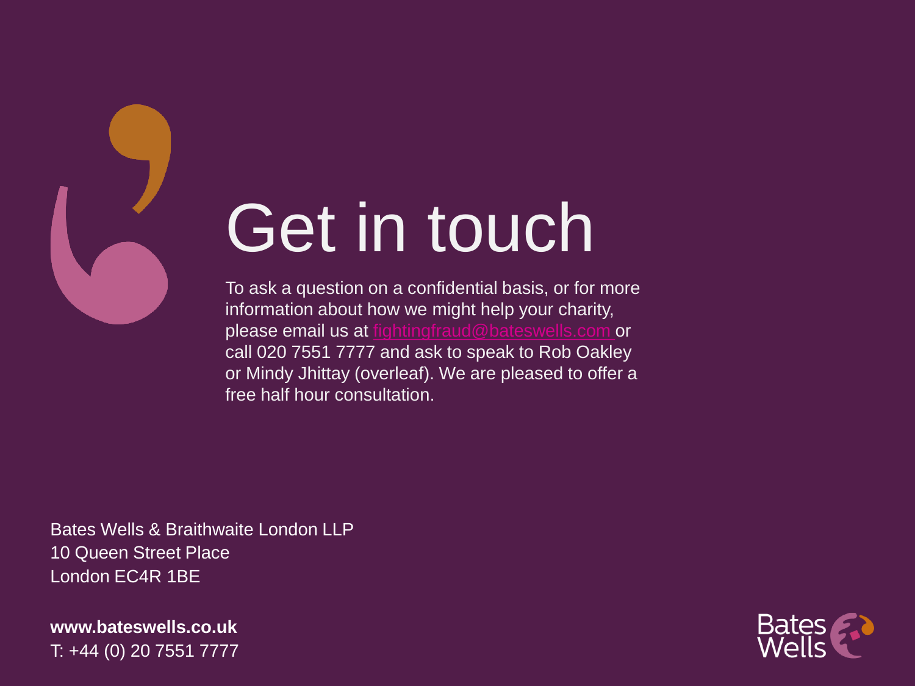# Get in touch

To ask a question on a confidential basis, or for more information about how we might help your charity, please email us at fightingfraud@bateswells.com or call 020 7551 7777 and ask to speak to Rob Oakley or Mindy Jhittay (overleaf). We are pleased to offer a free half hour consultation.

Bates Wells & Braithwaite London LLP
10 Queen Street Place
London EC4R 1BE

**www.bateswells.co.uk**
T: +44 (0) 20 7551 7777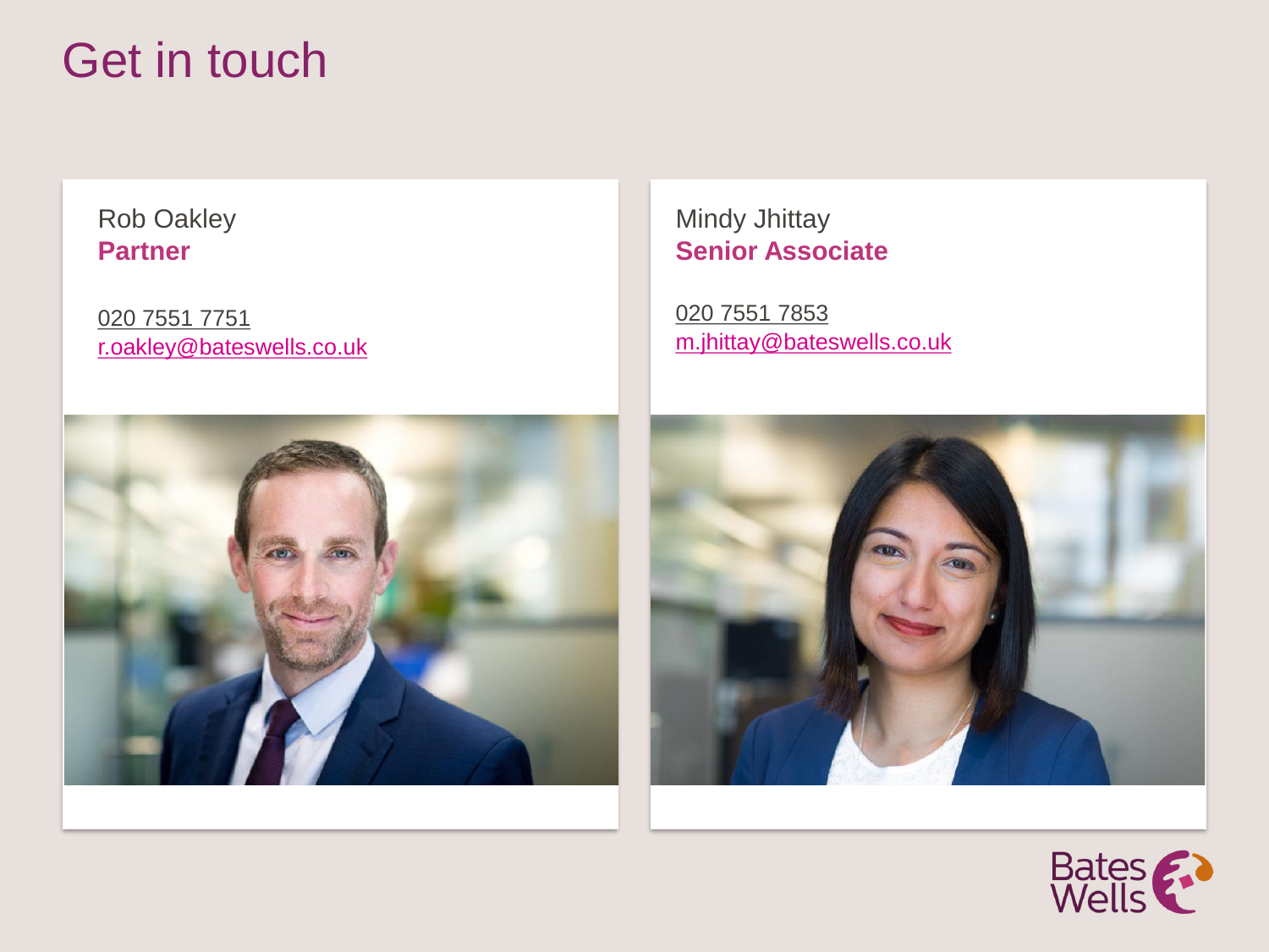# Get in touch

Rob Oakley
**Partner**

020 7551 7751
r.oakley@bateswells.co.uk

Mindy Jhittay
**Senior Associate**

020 7551 7853
m.jhittay@bateswells.co.uk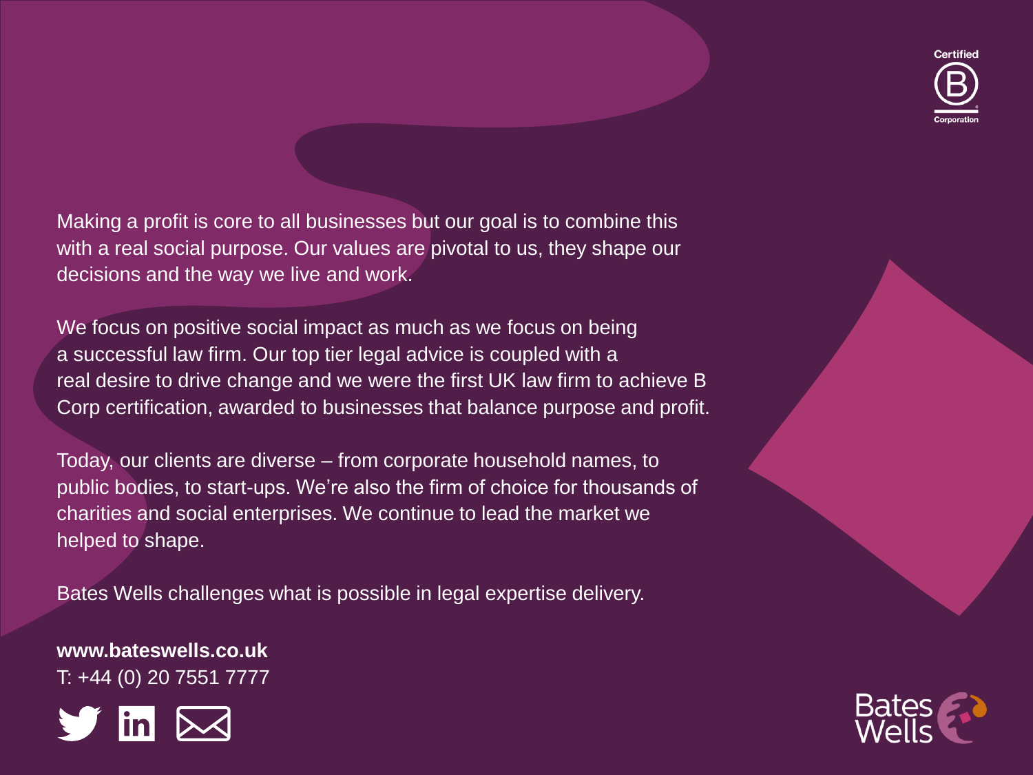Certified B Corporation

Making a profit is core to all businesses but our goal is to combine this with a real social purpose. Our values are pivotal to us, they shape our decisions and the way we live and work.

We focus on positive social impact as much as we focus on being a successful law firm. Our top tier legal advice is coupled with a real desire to drive change and we were the first UK law firm to achieve B Corp certification, awarded to businesses that balance purpose and profit.

Today, our clients are diverse – from corporate household names, to public bodies, to start-ups. We're also the firm of choice for thousands of charities and social enterprises. We continue to lead the market we helped to shape.

Bates Wells challenges what is possible in legal expertise delivery.

**www.bateswells.co.uk**
T: +44 (0) 20 7551 7777

Bates Wells